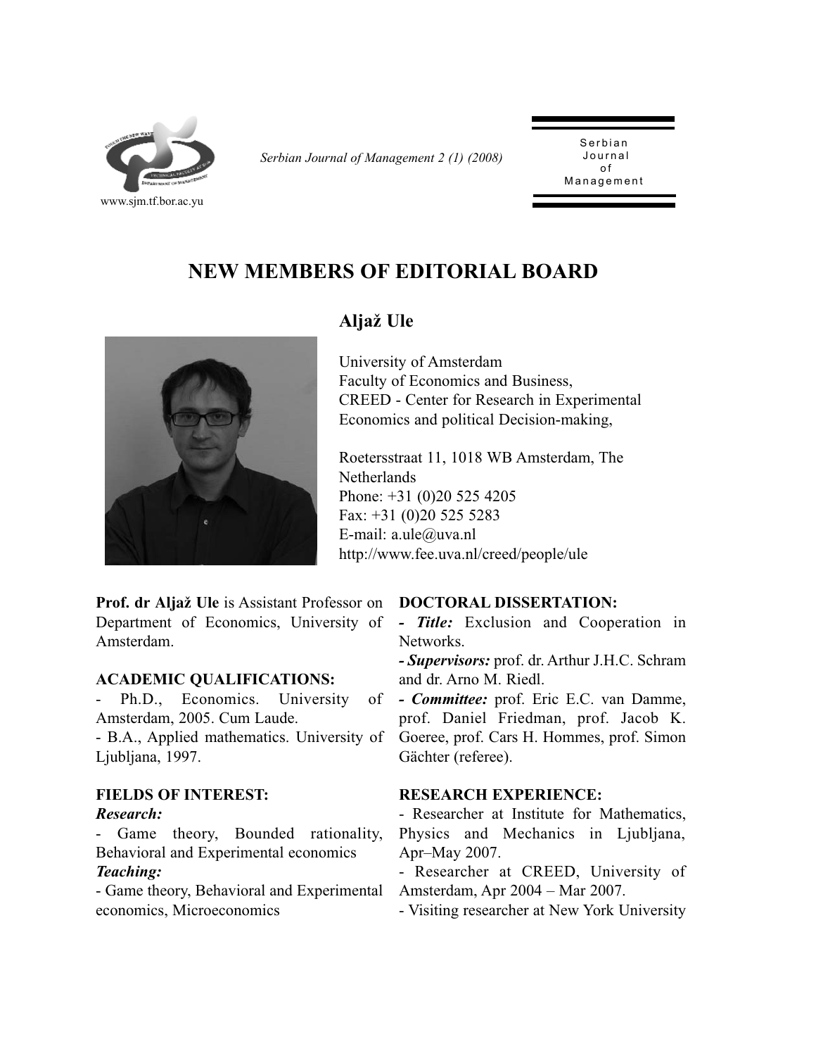# NEW MEMBERS OF EDITORIAL BOARD

## Aljaž Ule

University of Amsterdam
Faculty of Economics and Business,
CREED - Center for Research in Experimental Economics and political Decision-making,

Roetersstraat 11, 1018 WB Amsterdam, The Netherlands
Phone: +31 (0)20 525 4205
Fax: +31 (0)20 525 5283
E-mail: a.ule@uva.nl
http://www.fee.uva.nl/creed/people/ule

**Prof. dr Aljaž Ule** is Assistant Professor on Department of Economics, University of Amsterdam.

**ACADEMIC QUALIFICATIONS:**

- Ph.D., Economics. University of Amsterdam, 2005. Cum Laude.
- B.A., Applied mathematics. University of Ljubljana, 1997.

**FIELDS OF INTEREST:**

***Research:***

- Game theory, Bounded rationality, Behavioral and Experimental economics

***Teaching:***

- Game theory, Behavioral and Experimental economics, Microeconomics

**DOCTORAL DISSERTATION:**

- ***Title:*** Exclusion and Cooperation in Networks.
- ***Supervisors:*** prof. dr. Arthur J.H.C. Schram and dr. Arno M. Riedl.
- ***Committee:*** prof. Eric E.C. van Damme, prof. Daniel Friedman, prof. Jacob K. Goeree, prof. Cars H. Hommes, prof. Simon Gächter (referee).

**RESEARCH EXPERIENCE:**

- Researcher at Institute for Mathematics, Physics and Mechanics in Ljubljana, Apr–May 2007.
- Researcher at CREED, University of Amsterdam, Apr 2004 – Mar 2007.
- Visiting researcher at New York University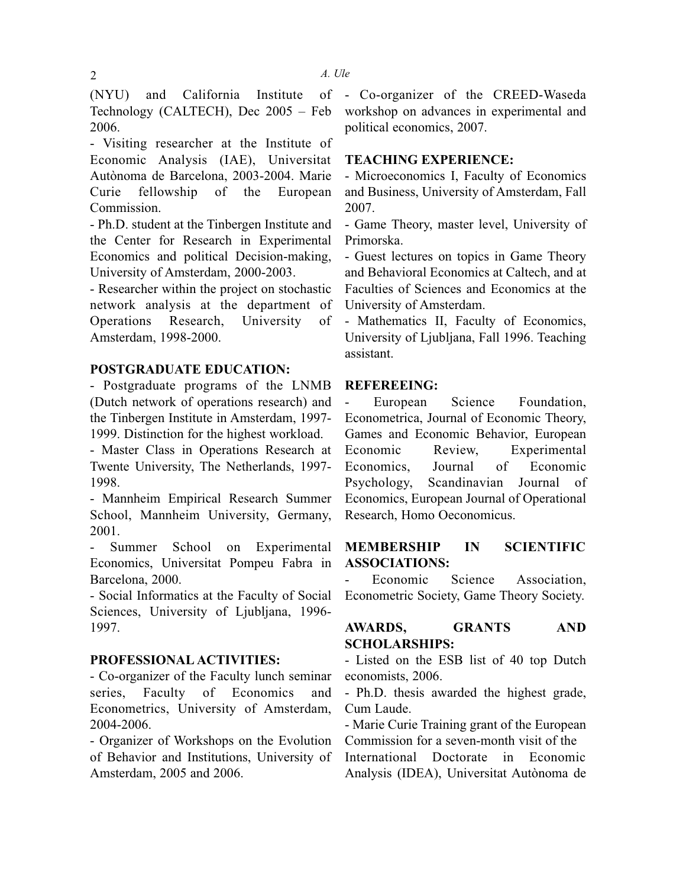(NYU) and California Institute of Technology (CALTECH), Dec 2005 – Feb 2006.

- Visiting researcher at the Institute of Economic Analysis (IAE), Universitat Autònoma de Barcelona, 2003-2004. Marie Curie fellowship of the European Commission.
- Ph.D. student at the Tinbergen Institute and the Center for Research in Experimental Economics and political Decision-making, University of Amsterdam, 2000-2003.
- Researcher within the project on stochastic network analysis at the department of Operations Research, University of Amsterdam, 1998-2000.

**POSTGRADUATE EDUCATION:**

- Postgraduate programs of the LNMB (Dutch network of operations research) and the Tinbergen Institute in Amsterdam, 1997-1999. Distinction for the highest workload.
- Master Class in Operations Research at Twente University, The Netherlands, 1997-1998.
- Mannheim Empirical Research Summer School, Mannheim University, Germany, 2001.
- Summer School on Experimental Economics, Universitat Pompeu Fabra in Barcelona, 2000.
- Social Informatics at the Faculty of Social Sciences, University of Ljubljana, 1996-1997.

**PROFESSIONAL ACTIVITIES:**

- Co-organizer of the Faculty lunch seminar series, Faculty of Economics and Econometrics, University of Amsterdam, 2004-2006.
- Organizer of Workshops on the Evolution of Behavior and Institutions, University of Amsterdam, 2005 and 2006.
- Co-organizer of the CREED-Waseda workshop on advances in experimental and political economics, 2007.

**TEACHING EXPERIENCE:**

- Microeconomics I, Faculty of Economics and Business, University of Amsterdam, Fall 2007.
- Game Theory, master level, University of Primorska.
- Guest lectures on topics in Game Theory and Behavioral Economics at Caltech, and at Faculties of Sciences and Economics at the University of Amsterdam.
- Mathematics II, Faculty of Economics, University of Ljubljana, Fall 1996. Teaching assistant.

**REFEREEING:**

- European Science Foundation, Econometrica, Journal of Economic Theory, Games and Economic Behavior, European Economic Review, Experimental Economics, Journal of Economic Psychology, Scandinavian Journal of Economics, European Journal of Operational Research, Homo Oeconomicus.

**MEMBERSHIP IN SCIENTIFIC ASSOCIATIONS:**

- Economic Science Association, Econometric Society, Game Theory Society.

**AWARDS, GRANTS AND SCHOLARSHIPS:**

- Listed on the ESB list of 40 top Dutch economists, 2006.
- Ph.D. thesis awarded the highest grade, Cum Laude.
- Marie Curie Training grant of the European Commission for a seven-month visit of the International Doctorate in Economic Analysis (IDEA), Universitat Autònoma de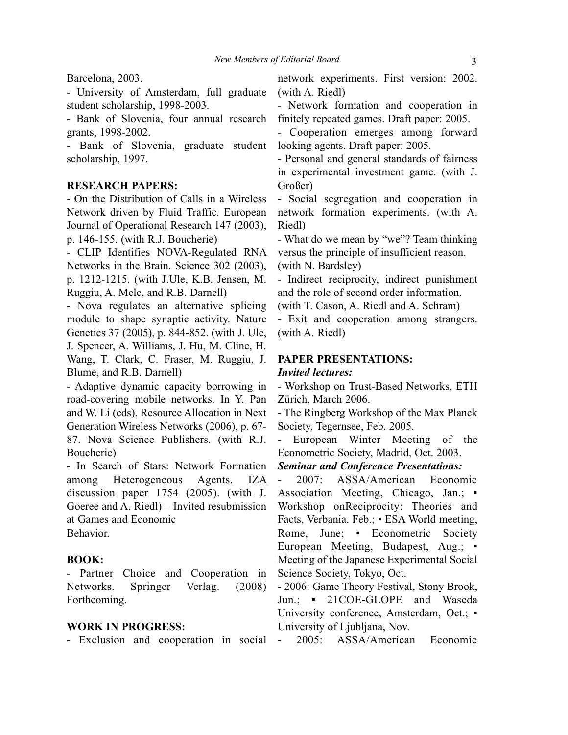Barcelona, 2003.

- University of Amsterdam, full graduate student scholarship, 1998-2003.
- Bank of Slovenia, four annual research grants, 1998-2002.
- Bank of Slovenia, graduate student scholarship, 1997.

**RESEARCH PAPERS:**

- On the Distribution of Calls in a Wireless Network driven by Fluid Traffic. European Journal of Operational Research 147 (2003), p. 146-155. (with R.J. Boucherie)
- CLIP Identifies NOVA-Regulated RNA Networks in the Brain. Science 302 (2003), p. 1212-1215. (with J.Ule, K.B. Jensen, M. Ruggiu, A. Mele, and R.B. Darnell)
- Nova regulates an alternative splicing module to shape synaptic activity. Nature Genetics 37 (2005), p. 844-852. (with J. Ule, J. Spencer, A. Williams, J. Hu, M. Cline, H. Wang, T. Clark, C. Fraser, M. Ruggiu, J. Blume, and R.B. Darnell)
- Adaptive dynamic capacity borrowing in road-covering mobile networks. In Y. Pan and W. Li (eds), Resource Allocation in Next Generation Wireless Networks (2006), p. 67-87. Nova Science Publishers. (with R.J. Boucherie)
- In Search of Stars: Network Formation among Heterogeneous Agents. IZA discussion paper 1754 (2005). (with J. Goeree and A. Riedl) – Invited resubmission at Games and Economic Behavior.

**BOOK:**

- Partner Choice and Cooperation in Networks. Springer Verlag. (2008) Forthcoming.

**WORK IN PROGRESS:**

- Exclusion and cooperation in social network experiments. First version: 2002. (with A. Riedl)
- Network formation and cooperation in finitely repeated games. Draft paper: 2005.
- Cooperation emerges among forward looking agents. Draft paper: 2005.
- Personal and general standards of fairness in experimental investment game. (with J. Großer)
- Social segregation and cooperation in network formation experiments. (with A. Riedl)
- What do we mean by "we"? Team thinking versus the principle of insufficient reason. (with N. Bardsley)
- Indirect reciprocity, indirect punishment and the role of second order information. (with T. Cason, A. Riedl and A. Schram)
- Exit and cooperation among strangers. (with A. Riedl)

**PAPER PRESENTATIONS:**

***Invited lectures:***

- Workshop on Trust-Based Networks, ETH Zürich, March 2006.
- The Ringberg Workshop of the Max Planck Society, Tegernsee, Feb. 2005.
- European Winter Meeting of the Econometric Society, Madrid, Oct. 2003.

***Seminar and Conference Presentations:***

- 2007: ASSA/American Economic Association Meeting, Chicago, Jan.; ▪ Workshop onReciprocity: Theories and Facts, Verbania. Feb.; ▪ ESA World meeting, Rome, June; ▪ Econometric Society European Meeting, Budapest, Aug.; ▪ Meeting of the Japanese Experimental Social Science Society, Tokyo, Oct.
- 2006: Game Theory Festival, Stony Brook, Jun.; ▪ 21COE-GLOPE and Waseda University conference, Amsterdam, Oct.; ▪ University of Ljubljana, Nov.
- 2005: ASSA/American Economic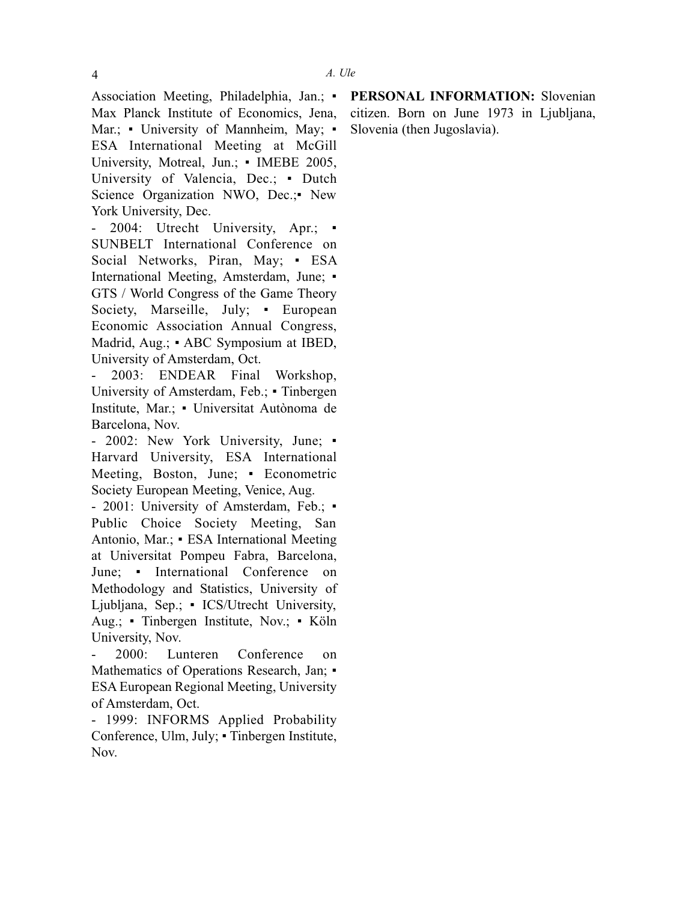Association Meeting, Philadelphia, Jan.; ▪ Max Planck Institute of Economics, Jena, Mar.; ▪ University of Mannheim, May; ▪ ESA International Meeting at McGill University, Motreal, Jun.; ▪ IMEBE 2005, University of Valencia, Dec.; ▪ Dutch Science Organization NWO, Dec.;▪ New York University, Dec.

- 2004: Utrecht University, Apr.; ▪ SUNBELT International Conference on Social Networks, Piran, May; ▪ ESA International Meeting, Amsterdam, June; ▪ GTS / World Congress of the Game Theory Society, Marseille, July; ▪ European Economic Association Annual Congress, Madrid, Aug.; ▪ ABC Symposium at IBED, University of Amsterdam, Oct.
- 2003: ENDEAR Final Workshop, University of Amsterdam, Feb.; ▪ Tinbergen Institute, Mar.; ▪ Universitat Autònoma de Barcelona, Nov.
- 2002: New York University, June; ▪ Harvard University, ESA International Meeting, Boston, June; ▪ Econometric Society European Meeting, Venice, Aug.
- 2001: University of Amsterdam, Feb.; ▪ Public Choice Society Meeting, San Antonio, Mar.; ▪ ESA International Meeting at Universitat Pompeu Fabra, Barcelona, June; ▪ International Conference on Methodology and Statistics, University of Ljubljana, Sep.; ▪ ICS/Utrecht University, Aug.; ▪ Tinbergen Institute, Nov.; ▪ Köln University, Nov.
- 2000: Lunteren Conference on Mathematics of Operations Research, Jan; ▪ ESA European Regional Meeting, University of Amsterdam, Oct.
- 1999: INFORMS Applied Probability Conference, Ulm, July; ▪ Tinbergen Institute, Nov.

**PERSONAL INFORMATION:** Slovenian citizen. Born on June 1973 in Ljubljana, Slovenia (then Jugoslavia).